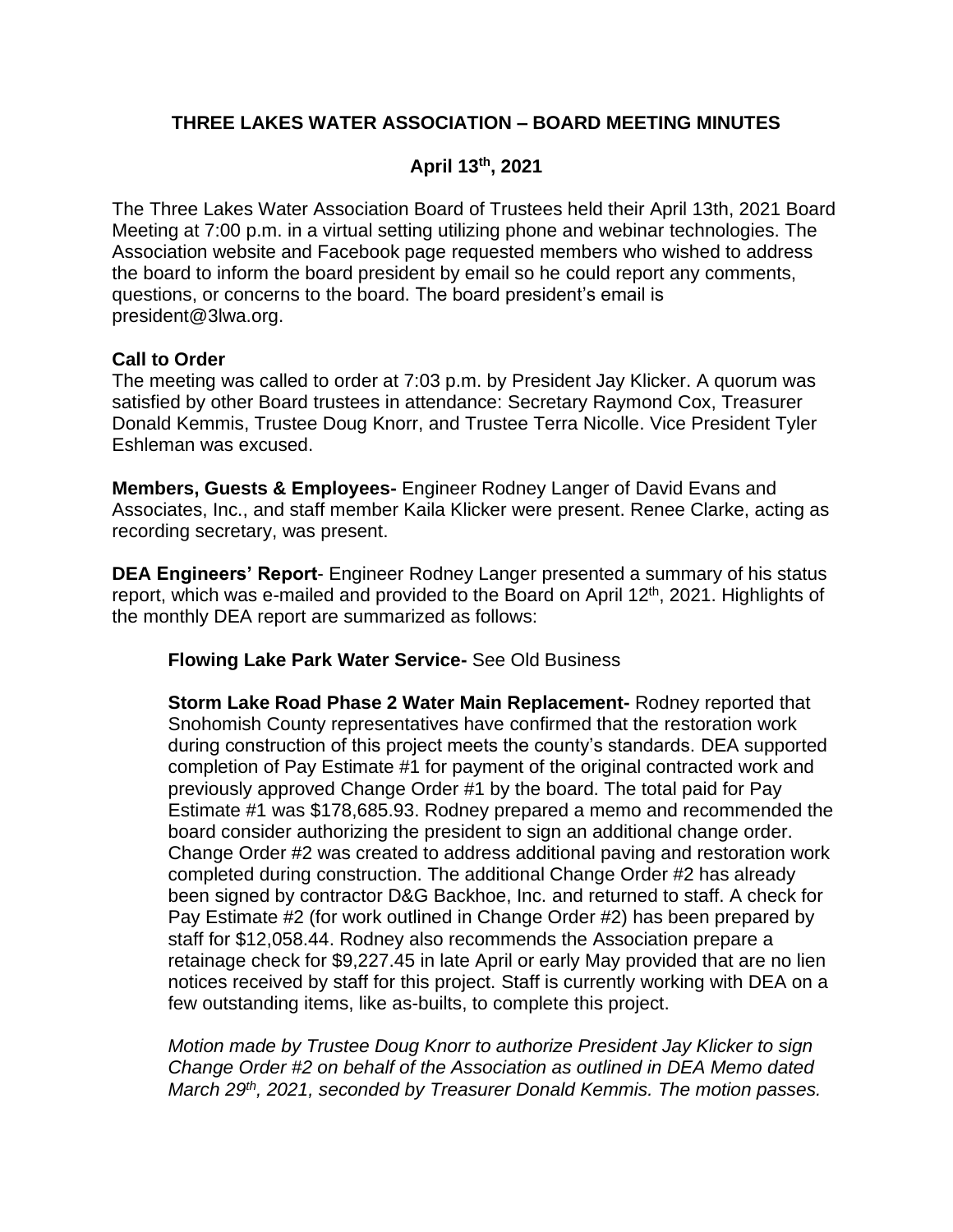## THREE LAKES WATER ASSOCIATION – BOARD MEETING MINUTES

### April 13th, 2021

The Three Lakes Water Association Board of Trustees held their April 13th, 2021 Board Meeting at 7:00 p.m. in a virtual setting utilizing phone and webinar technologies. The Association website and Facebook page requested members who wished to address the board to inform the board president by email so he could report any comments, questions, or concerns to the board. The board president's email is president@3lwa.org.

**Call to Order**

The meeting was called to order at 7:03 p.m. by President Jay Klicker. A quorum was satisfied by other Board trustees in attendance: Secretary Raymond Cox, Treasurer Donald Kemmis, Trustee Doug Knorr, and Trustee Terra Nicolle. Vice President Tyler Eshleman was excused.

**Members, Guests & Employees-** Engineer Rodney Langer of David Evans and Associates, Inc., and staff member Kaila Klicker were present. Renee Clarke, acting as recording secretary, was present.

**DEA Engineers' Report**- Engineer Rodney Langer presented a summary of his status report, which was e-mailed and provided to the Board on April 12th, 2021. Highlights of the monthly DEA report are summarized as follows:

> **Flowing Lake Park Water Service-** See Old Business
>
> **Storm Lake Road Phase 2 Water Main Replacement-** Rodney reported that Snohomish County representatives have confirmed that the restoration work during construction of this project meets the county's standards. DEA supported completion of Pay Estimate #1 for payment of the original contracted work and previously approved Change Order #1 by the board. The total paid for Pay Estimate #1 was $178,685.93. Rodney prepared a memo and recommended the board consider authorizing the president to sign an additional change order. Change Order #2 was created to address additional paving and restoration work completed during construction. The additional Change Order #2 has already been signed by contractor D&G Backhoe, Inc. and returned to staff. A check for Pay Estimate #2 (for work outlined in Change Order #2) has been prepared by staff for $12,058.44. Rodney also recommends the Association prepare a retainage check for $9,227.45 in late April or early May provided that are no lien notices received by staff for this project. Staff is currently working with DEA on a few outstanding items, like as-builts, to complete this project.
>
> *Motion made by Trustee Doug Knorr to authorize President Jay Klicker to sign Change Order #2 on behalf of the Association as outlined in DEA Memo dated March 29th, 2021, seconded by Treasurer Donald Kemmis. The motion passes.*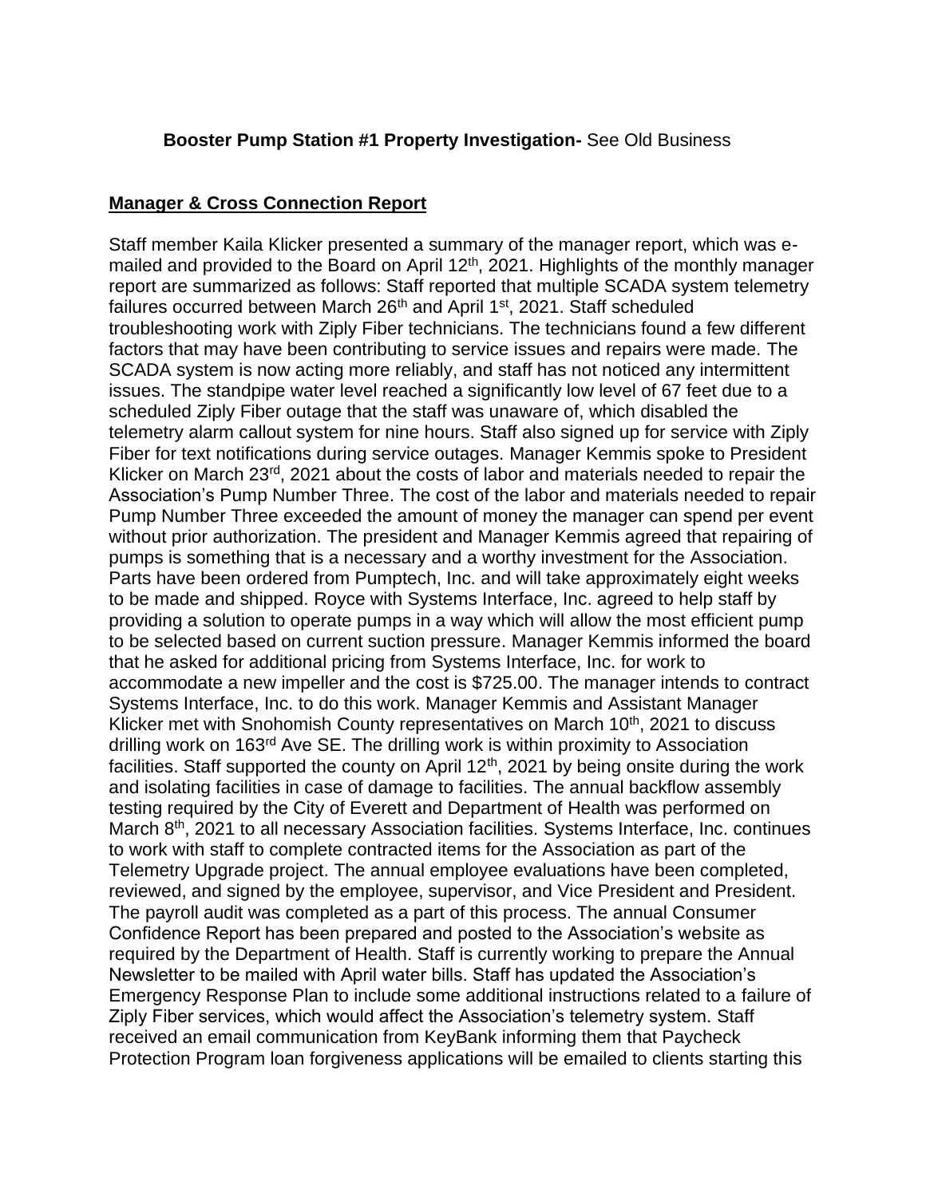**Booster Pump Station #1 Property Investigation-** See Old Business

## Manager & Cross Connection Report

Staff member Kaila Klicker presented a summary of the manager report, which was e-mailed and provided to the Board on April 12th, 2021. Highlights of the monthly manager report are summarized as follows: Staff reported that multiple SCADA system telemetry failures occurred between March 26th and April 1st, 2021. Staff scheduled troubleshooting work with Ziply Fiber technicians. The technicians found a few different factors that may have been contributing to service issues and repairs were made. The SCADA system is now acting more reliably, and staff has not noticed any intermittent issues. The standpipe water level reached a significantly low level of 67 feet due to a scheduled Ziply Fiber outage that the staff was unaware of, which disabled the telemetry alarm callout system for nine hours. Staff also signed up for service with Ziply Fiber for text notifications during service outages. Manager Kemmis spoke to President Klicker on March 23rd, 2021 about the costs of labor and materials needed to repair the Association's Pump Number Three. The cost of the labor and materials needed to repair Pump Number Three exceeded the amount of money the manager can spend per event without prior authorization. The president and Manager Kemmis agreed that repairing of pumps is something that is a necessary and a worthy investment for the Association. Parts have been ordered from Pumptech, Inc. and will take approximately eight weeks to be made and shipped. Royce with Systems Interface, Inc. agreed to help staff by providing a solution to operate pumps in a way which will allow the most efficient pump to be selected based on current suction pressure. Manager Kemmis informed the board that he asked for additional pricing from Systems Interface, Inc. for work to accommodate a new impeller and the cost is $725.00. The manager intends to contract Systems Interface, Inc. to do this work. Manager Kemmis and Assistant Manager Klicker met with Snohomish County representatives on March 10th, 2021 to discuss drilling work on 163rd Ave SE. The drilling work is within proximity to Association facilities. Staff supported the county on April 12th, 2021 by being onsite during the work and isolating facilities in case of damage to facilities. The annual backflow assembly testing required by the City of Everett and Department of Health was performed on March 8th, 2021 to all necessary Association facilities. Systems Interface, Inc. continues to work with staff to complete contracted items for the Association as part of the Telemetry Upgrade project. The annual employee evaluations have been completed, reviewed, and signed by the employee, supervisor, and Vice President and President. The payroll audit was completed as a part of this process. The annual Consumer Confidence Report has been prepared and posted to the Association's website as required by the Department of Health. Staff is currently working to prepare the Annual Newsletter to be mailed with April water bills. Staff has updated the Association's Emergency Response Plan to include some additional instructions related to a failure of Ziply Fiber services, which would affect the Association's telemetry system. Staff received an email communication from KeyBank informing them that Paycheck Protection Program loan forgiveness applications will be emailed to clients starting this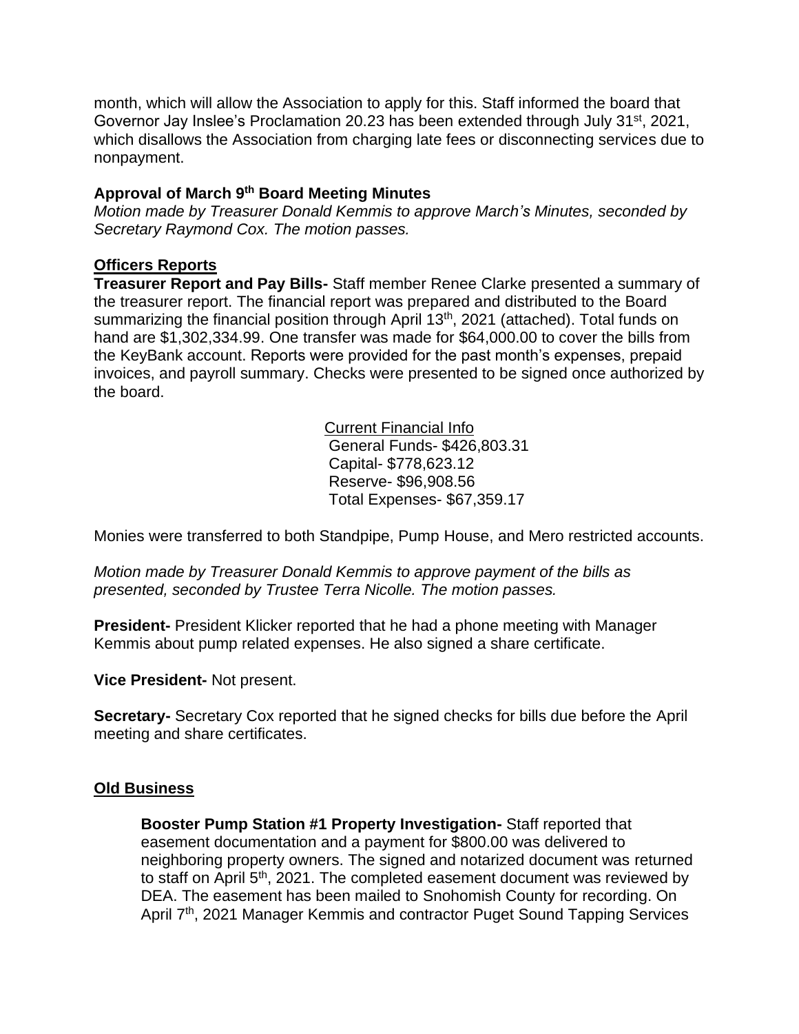month, which will allow the Association to apply for this. Staff informed the board that Governor Jay Inslee's Proclamation 20.23 has been extended through July 31st, 2021, which disallows the Association from charging late fees or disconnecting services due to nonpayment.

**Approval of March 9th Board Meeting Minutes**

*Motion made by Treasurer Donald Kemmis to approve March's Minutes, seconded by Secretary Raymond Cox. The motion passes.*

**Officers Reports**

**Treasurer Report and Pay Bills-** Staff member Renee Clarke presented a summary of the treasurer report. The financial report was prepared and distributed to the Board summarizing the financial position through April 13th, 2021 (attached). Total funds on hand are $1,302,334.99. One transfer was made for $64,000.00 to cover the bills from the KeyBank account. Reports were provided for the past month's expenses, prepaid invoices, and payroll summary. Checks were presented to be signed once authorized by the board.

Current Financial Info
General Funds- $426,803.31
Capital- $778,623.12
Reserve- $96,908.56
Total Expenses- $67,359.17

Monies were transferred to both Standpipe, Pump House, and Mero restricted accounts.

*Motion made by Treasurer Donald Kemmis to approve payment of the bills as presented, seconded by Trustee Terra Nicolle. The motion passes.*

**President-** President Klicker reported that he had a phone meeting with Manager Kemmis about pump related expenses. He also signed a share certificate.

**Vice President-** Not present.

**Secretary-** Secretary Cox reported that he signed checks for bills due before the April meeting and share certificates.

**Old Business**

**Booster Pump Station #1 Property Investigation-** Staff reported that easement documentation and a payment for $800.00 was delivered to neighboring property owners. The signed and notarized document was returned to staff on April 5th, 2021. The completed easement document was reviewed by DEA. The easement has been mailed to Snohomish County for recording. On April 7th, 2021 Manager Kemmis and contractor Puget Sound Tapping Services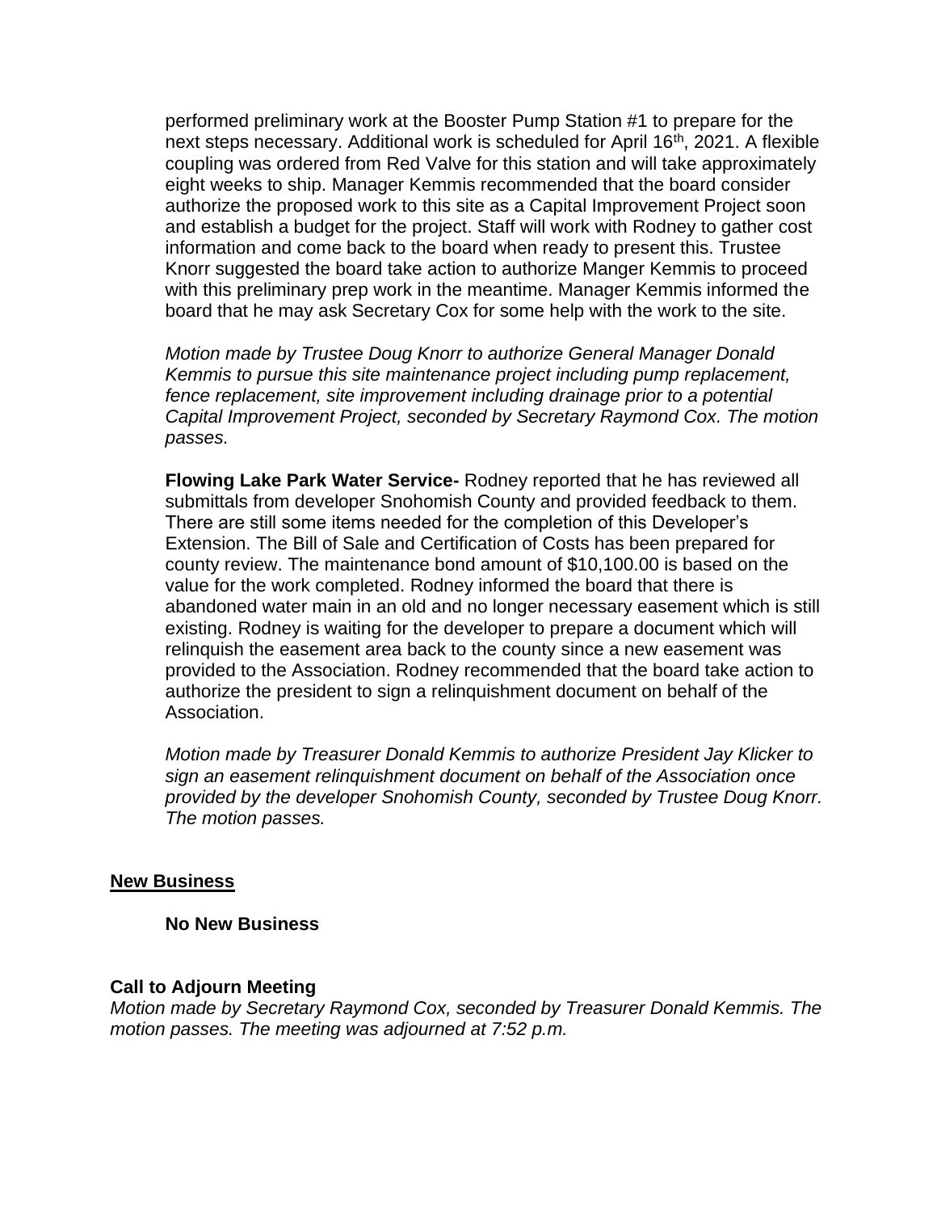performed preliminary work at the Booster Pump Station #1 to prepare for the next steps necessary. Additional work is scheduled for April 16th, 2021. A flexible coupling was ordered from Red Valve for this station and will take approximately eight weeks to ship. Manager Kemmis recommended that the board consider authorize the proposed work to this site as a Capital Improvement Project soon and establish a budget for the project. Staff will work with Rodney to gather cost information and come back to the board when ready to present this. Trustee Knorr suggested the board take action to authorize Manger Kemmis to proceed with this preliminary prep work in the meantime. Manager Kemmis informed the board that he may ask Secretary Cox for some help with the work to the site.

*Motion made by Trustee Doug Knorr to authorize General Manager Donald Kemmis to pursue this site maintenance project including pump replacement, fence replacement, site improvement including drainage prior to a potential Capital Improvement Project, seconded by Secretary Raymond Cox. The motion passes.*

**Flowing Lake Park Water Service-** Rodney reported that he has reviewed all submittals from developer Snohomish County and provided feedback to them. There are still some items needed for the completion of this Developer's Extension. The Bill of Sale and Certification of Costs has been prepared for county review. The maintenance bond amount of $10,100.00 is based on the value for the work completed. Rodney informed the board that there is abandoned water main in an old and no longer necessary easement which is still existing. Rodney is waiting for the developer to prepare a document which will relinquish the easement area back to the county since a new easement was provided to the Association. Rodney recommended that the board take action to authorize the president to sign a relinquishment document on behalf of the Association.

*Motion made by Treasurer Donald Kemmis to authorize President Jay Klicker to sign an easement relinquishment document on behalf of the Association once provided by the developer Snohomish County, seconded by Trustee Doug Knorr. The motion passes.*

## New Business

**No New Business**

### Call to Adjourn Meeting

*Motion made by Secretary Raymond Cox, seconded by Treasurer Donald Kemmis. The motion passes. The meeting was adjourned at 7:52 p.m.*